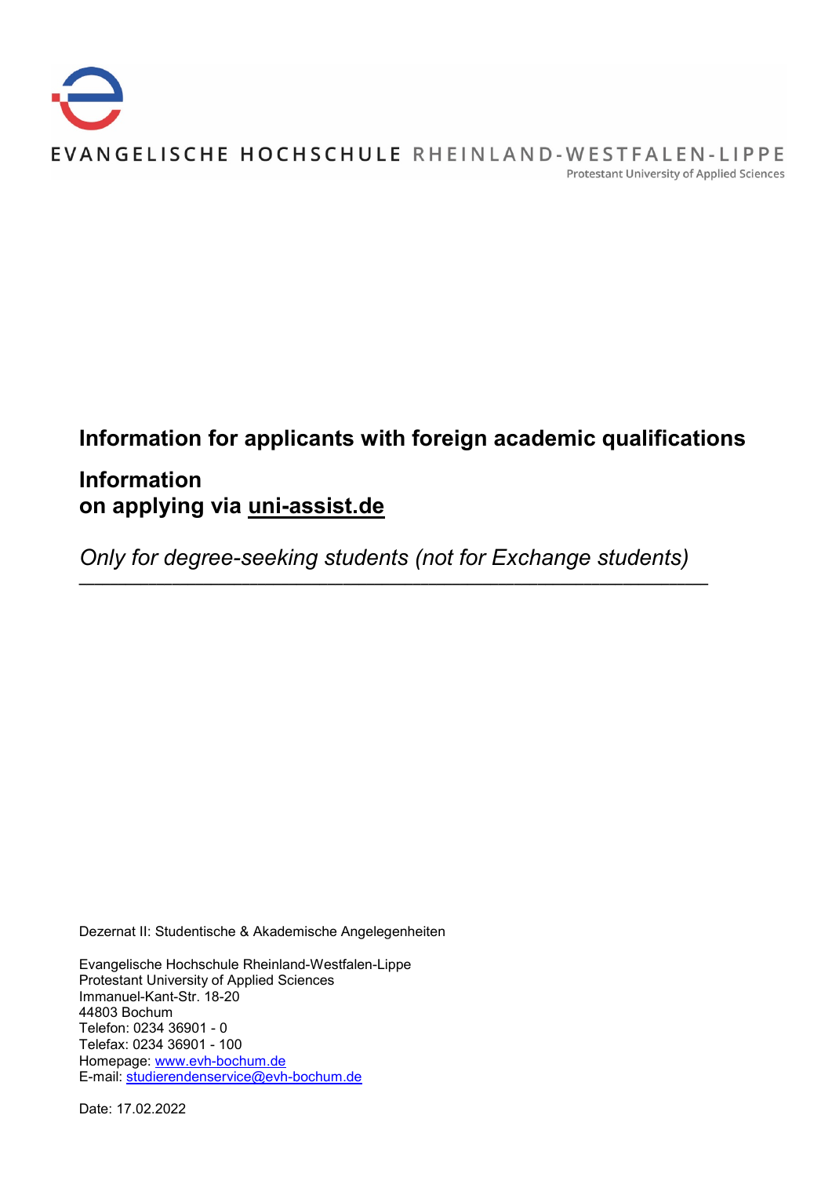EVANGELISCHE HOCHSCHULE RHEINLAND-WESTFALEN-LIPPE
Protestant University of Applied Sciences

# Information for applicants with foreign academic qualifications

## Information on applying via uni-assist.de

*Only for degree-seeking students (not for Exchange students)*

---

Dezernat II: Studentische & Akademische Angelegenheiten

Evangelische Hochschule Rheinland-Westfalen-Lippe
Protestant University of Applied Sciences
Immanuel-Kant-Str. 18-20
44803 Bochum
Telefon: 0234 36901 - 0
Telefax: 0234 36901 - 100
Homepage: www.evh-bochum.de
E-mail: studierendenservice@evh-bochum.de

Date: 17.02.2022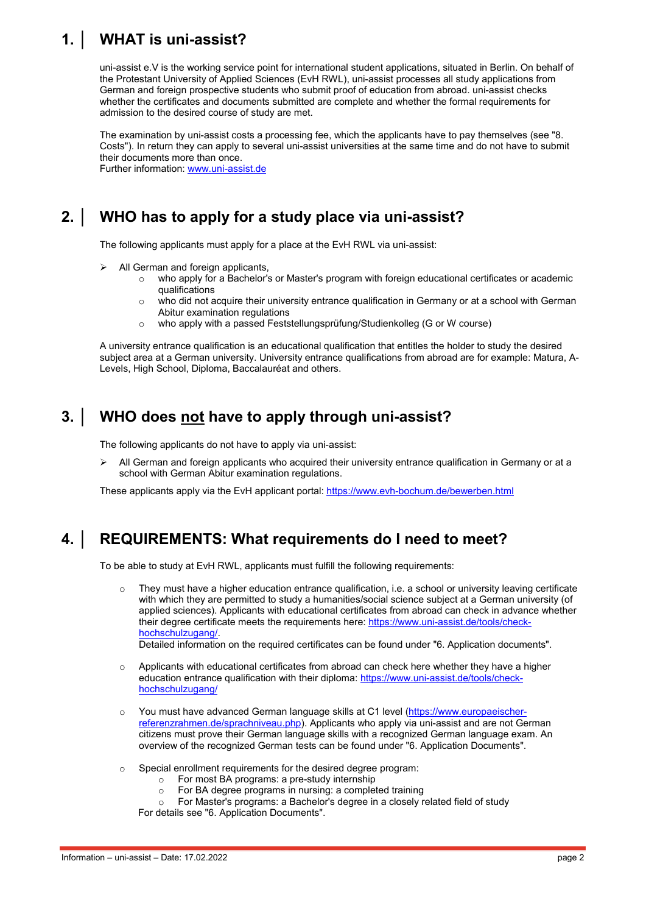# 1. WHAT is uni-assist?

uni-assist e.V is the working service point for international student applications, situated in Berlin. On behalf of the Protestant University of Applied Sciences (EvH RWL), uni-assist processes all study applications from German and foreign prospective students who submit proof of education from abroad. uni-assist checks whether the certificates and documents submitted are complete and whether the formal requirements for admission to the desired course of study are met.

The examination by uni-assist costs a processing fee, which the applicants have to pay themselves (see "8. Costs"). In return they can apply to several uni-assist universities at the same time and do not have to submit their documents more than once.
Further information: [www.uni-assist.de](http://www.uni-assist.de)

# 2. WHO has to apply for a study place via uni-assist?

The following applicants must apply for a place at the EvH RWL via uni-assist:

- All German and foreign applicants,
  - who apply for a Bachelor's or Master's program with foreign educational certificates or academic qualifications
  - who did not acquire their university entrance qualification in Germany or at a school with German Abitur examination regulations
  - who apply with a passed Feststellungsprüfung/Studienkolleg (G or W course)

A university entrance qualification is an educational qualification that entitles the holder to study the desired subject area at a German university. University entrance qualifications from abroad are for example: Matura, A-Levels, High School, Diploma, Baccalauréat and others.

# 3. WHO does <u>not</u> have to apply through uni-assist?

The following applicants do not have to apply via uni-assist:

- All German and foreign applicants who acquired their university entrance qualification in Germany or at a school with German Abitur examination regulations.

These applicants apply via the EvH applicant portal: [https://www.evh-bochum.de/bewerben.html](https://www.evh-bochum.de/bewerben.html)

# 4. REQUIREMENTS: What requirements do I need to meet?

To be able to study at EvH RWL, applicants must fulfill the following requirements:

- They must have a higher education entrance qualification, i.e. a school or university leaving certificate with which they are permitted to study a humanities/social science subject at a German university (of applied sciences). Applicants with educational certificates from abroad can check in advance whether their degree certificate meets the requirements here: [https://www.uni-assist.de/tools/check-hochschulzugang/](https://www.uni-assist.de/tools/check-hochschulzugang/).
  Detailed information on the required certificates can be found under "6. Application documents".

- Applicants with educational certificates from abroad can check here whether they have a higher education entrance qualification with their diploma: [https://www.uni-assist.de/tools/check-hochschulzugang/](https://www.uni-assist.de/tools/check-hochschulzugang/)

- You must have advanced German language skills at C1 level ([https://www.europaeischer-referenzrahmen.de/sprachniveau.php](https://www.europaeischer-referenzrahmen.de/sprachniveau.php)). Applicants who apply via uni-assist and are not German citizens must prove their German language skills with a recognized German language exam. An overview of the recognized German tests can be found under "6. Application Documents".

- Special enrollment requirements for the desired degree program:
  - For most BA programs: a pre-study internship
  - For BA degree programs in nursing: a completed training
  - For Master's programs: a Bachelor's degree in a closely related field of study

  For details see "6. Application Documents".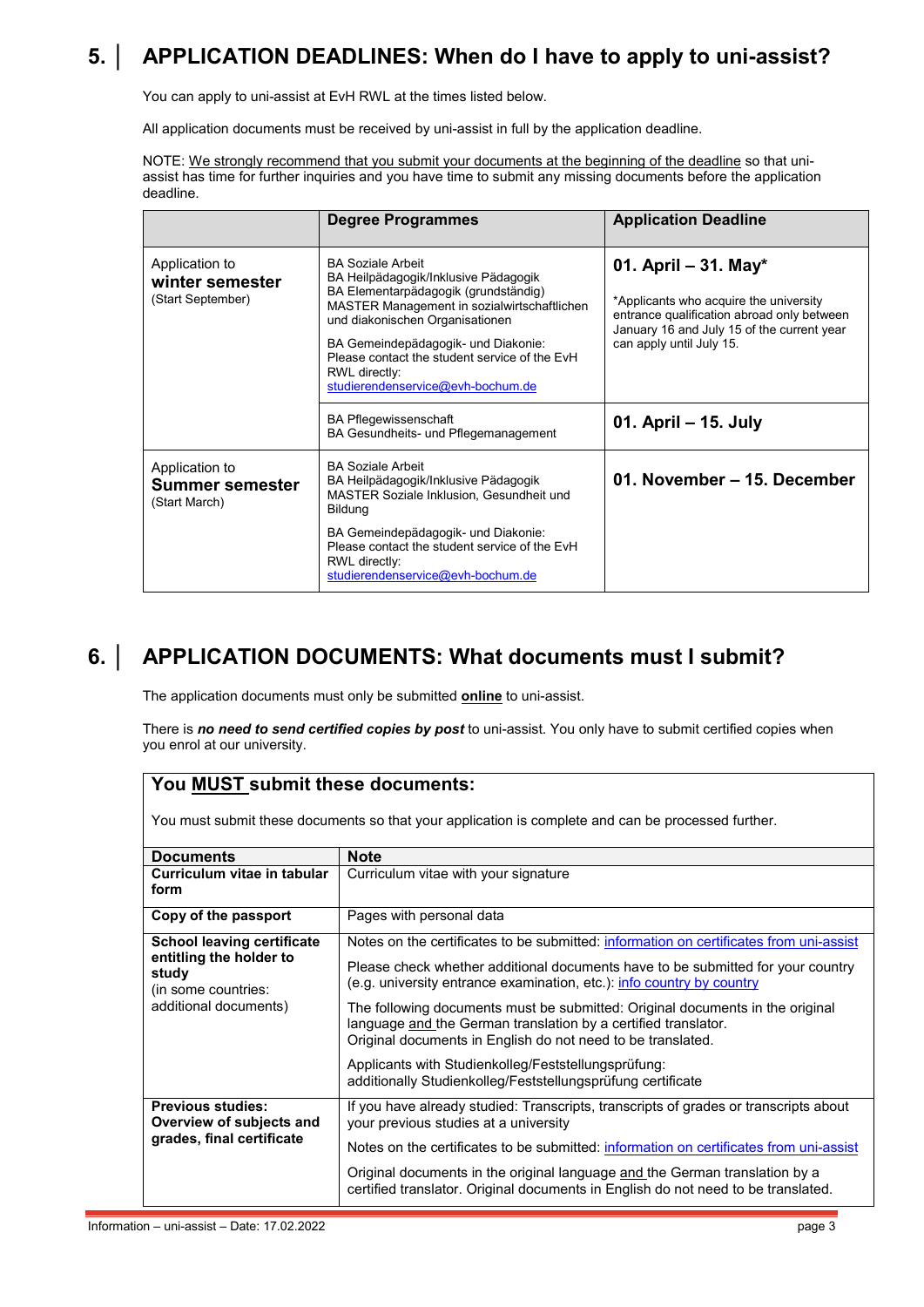## 5. APPLICATION DEADLINES: When do I have to apply to uni-assist?

You can apply to uni-assist at EvH RWL at the times listed below.

All application documents must be received by uni-assist in full by the application deadline.

NOTE: We strongly recommend that you submit your documents at the beginning of the deadline so that uni-assist has time for further inquiries and you have time to submit any missing documents before the application deadline.

| | Degree Programmes | Application Deadline |
|---|---|---|
| Application to **winter semester** (Start September) | BA Soziale Arbeit<br>BA Heilpädagogik/Inklusive Pädagogik<br>BA Elementarpädagogik (grundständig)<br>MASTER Management in sozialwirtschaftlichen und diakonischen Organisationen<br><br>BA Gemeindepädagogik- und Diakonie: Please contact the student service of the EvH RWL directly: studierendenservice@evh-bochum.de | **01. April – 31. May***<br><br>*Applicants who acquire the university entrance qualification abroad only between January 16 and July 15 of the current year can apply until July 15. |
| | BA Pflegewissenschaft<br>BA Gesundheits- und Pflegemanagement | **01. April – 15. July** |
| Application to **Summer semester** (Start March) | BA Soziale Arbeit<br>BA Heilpädagogik/Inklusive Pädagogik<br>MASTER Soziale Inklusion, Gesundheit und Bildung<br><br>BA Gemeindepädagogik- und Diakonie: Please contact the student service of the EvH RWL directly: studierendenservice@evh-bochum.de | **01. November – 15. December** |

## 6. APPLICATION DOCUMENTS: What documents must I submit?

The application documents must only be submitted **online** to uni-assist.

There is ***no need to send certified copies by post*** to uni-assist. You only have to submit certified copies when you enrol at our university.

### You MUST submit these documents:

You must submit these documents so that your application is complete and can be processed further.

| Documents | Note |
|---|---|
| **Curriculum vitae in tabular form** | Curriculum vitae with your signature |
| **Copy of the passport** | Pages with personal data |
| **School leaving certificate entitling the holder to study** (in some countries: additional documents) | Notes on the certificates to be submitted: information on certificates from uni-assist<br><br>Please check whether additional documents have to be submitted for your country (e.g. university entrance examination, etc.): info country by country<br><br>The following documents must be submitted: Original documents in the original language and the German translation by a certified translator. Original documents in English do not need to be translated.<br><br>Applicants with Studienkolleg/Feststellungsprüfung: additionally Studienkolleg/Feststellungsprüfung certificate |
| **Previous studies: Overview of subjects and grades, final certificate** | If you have already studied: Transcripts, transcripts of grades or transcripts about your previous studies at a university<br><br>Notes on the certificates to be submitted: information on certificates from uni-assist<br><br>Original documents in the original language and the German translation by a certified translator. Original documents in English do not need to be translated. |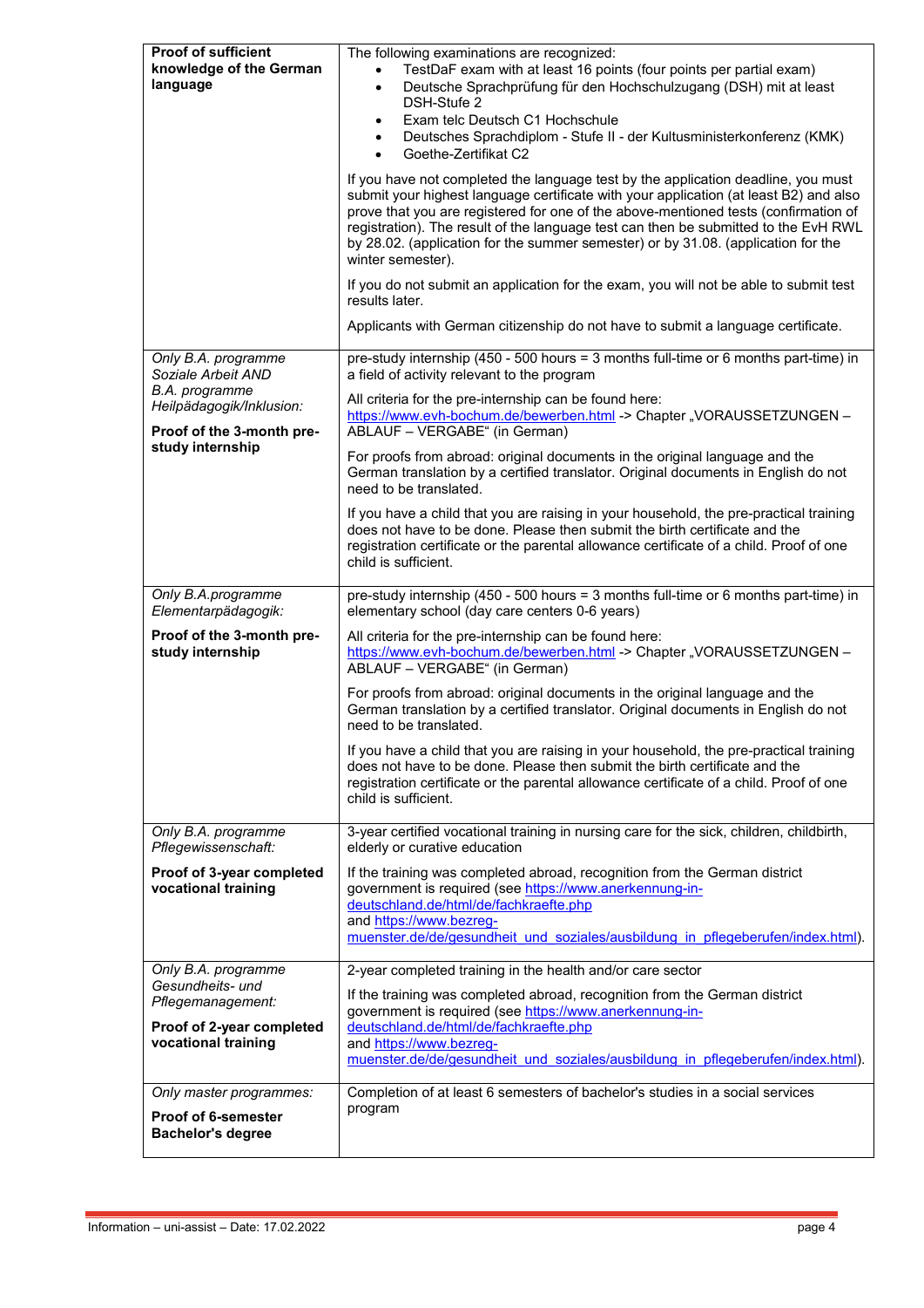| | |
|---|---|
| **Proof of sufficient knowledge of the German language** | The following examinations are recognized:<br>• TestDaF exam with at least 16 points (four points per partial exam)<br>• Deutsche Sprachprüfung für den Hochschulzugang (DSH) mit at least DSH-Stufe 2<br>• Exam telc Deutsch C1 Hochschule<br>• Deutsches Sprachdiplom - Stufe II - der Kultusministerkonferenz (KMK)<br>• Goethe-Zertifikat C2<br><br>If you have not completed the language test by the application deadline, you must submit your highest language certificate with your application (at least B2) and also prove that you are registered for one of the above-mentioned tests (confirmation of registration). The result of the language test can then be submitted to the EvH RWL by 28.02. (application for the summer semester) or by 31.08. (application for the winter semester).<br><br>If you do not submit an application for the exam, you will not be able to submit test results later.<br><br>Applicants with German citizenship do not have to submit a language certificate. |
| *Only B.A. programme Soziale Arbeit AND B.A. programme Heilpädagogik/Inklusion:*<br><br>**Proof of the 3-month pre-study internship** | pre-study internship (450 - 500 hours = 3 months full-time or 6 months part-time) in a field of activity relevant to the program<br><br>All criteria for the pre-internship can be found here: https://www.evh-bochum.de/bewerben.html -> Chapter „VORAUSSETZUNGEN – ABLAUF – VERGABE" (in German)<br><br>For proofs from abroad: original documents in the original language and the German translation by a certified translator. Original documents in English do not need to be translated.<br><br>If you have a child that you are raising in your household, the pre-practical training does not have to be done. Please then submit the birth certificate and the registration certificate or the parental allowance certificate of a child. Proof of one child is sufficient. |
| *Only B.A.programme Elementarpädagogik:*<br><br>**Proof of the 3-month pre-study internship** | pre-study internship (450 - 500 hours = 3 months full-time or 6 months part-time) in elementary school (day care centers 0-6 years)<br><br>All criteria for the pre-internship can be found here: https://www.evh-bochum.de/bewerben.html -> Chapter „VORAUSSETZUNGEN – ABLAUF – VERGABE" (in German)<br><br>For proofs from abroad: original documents in the original language and the German translation by a certified translator. Original documents in English do not need to be translated.<br><br>If you have a child that you are raising in your household, the pre-practical training does not have to be done. Please then submit the birth certificate and the registration certificate or the parental allowance certificate of a child. Proof of one child is sufficient. |
| *Only B.A. programme Pflegewissenschaft:*<br><br>**Proof of 3-year completed vocational training** | 3-year certified vocational training in nursing care for the sick, children, childbirth, elderly or curative education<br><br>If the training was completed abroad, recognition from the German district government is required (see https://www.anerkennung-in-deutschland.de/html/de/fachkraefte.php and https://www.bezreg-muenster.de/de/gesundheit_und_soziales/ausbildung_in_pflegeberufen/index.html). |
| *Only B.A. programme Gesundheits- und Pflegemanagement:*<br><br>**Proof of 2-year completed vocational training** | 2-year completed training in the health and/or care sector<br><br>If the training was completed abroad, recognition from the German district government is required (see https://www.anerkennung-in-deutschland.de/html/de/fachkraefte.php and https://www.bezreg-muenster.de/de/gesundheit_und_soziales/ausbildung_in_pflegeberufen/index.html). |
| *Only master programmes:*<br><br>**Proof of 6-semester Bachelor's degree** | Completion of at least 6 semesters of bachelor's studies in a social services program |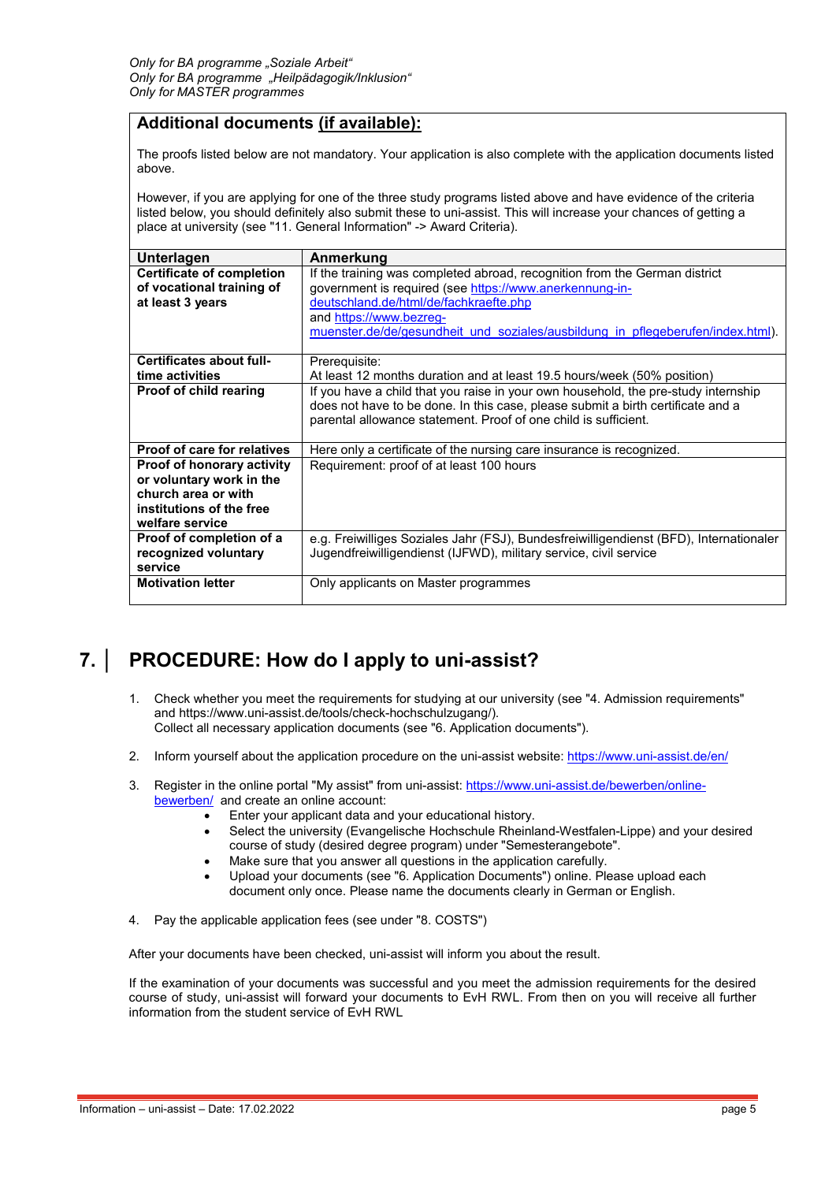*Only for BA programme „Soziale Arbeit“*
*Only for BA programme „Heilpädagogik/Inklusion“*
*Only for MASTER programmes*

## Additional documents (if available):

The proofs listed below are not mandatory. Your application is also complete with the application documents listed above.

However, if you are applying for one of the three study programs listed above and have evidence of the criteria listed below, you should definitely also submit these to uni-assist. This will increase your chances of getting a place at university (see "11. General Information" -> Award Criteria).

| Unterlagen | Anmerkung |
|---|---|
| **Certificate of completion of vocational training of at least 3 years** | If the training was completed abroad, recognition from the German district government is required (see https://www.anerkennung-in-deutschland.de/html/de/fachkraefte.php and https://www.bezreg-muenster.de/de/gesundheit_und_soziales/ausbildung_in_pflegeberufen/index.html). |
| **Certificates about full-time activities** | Prerequisite: At least 12 months duration and at least 19.5 hours/week (50% position) |
| **Proof of child rearing** | If you have a child that you raise in your own household, the pre-study internship does not have to be done. In this case, please submit a birth certificate and a parental allowance statement. Proof of one child is sufficient. |
| **Proof of care for relatives** | Here only a certificate of the nursing care insurance is recognized. |
| **Proof of honorary activity or voluntary work in the church area or with institutions of the free welfare service** | Requirement: proof of at least 100 hours |
| **Proof of completion of a recognized voluntary service** | e.g. Freiwilliges Soziales Jahr (FSJ), Bundesfreiwilligendienst (BFD), Internationaler Jugendfreiwilligendienst (IJFWD), military service, civil service |
| **Motivation letter** | Only applicants on Master programmes |

# 7. PROCEDURE: How do I apply to uni-assist?

1. Check whether you meet the requirements for studying at our university (see "4. Admission requirements" and https://www.uni-assist.de/tools/check-hochschulzugang/).
   Collect all necessary application documents (see "6. Application documents").

2. Inform yourself about the application procedure on the uni-assist website: https://www.uni-assist.de/en/

3. Register in the online portal "My assist" from uni-assist: https://www.uni-assist.de/bewerben/online-bewerben/ and create an online account:
   - Enter your applicant data and your educational history.
   - Select the university (Evangelische Hochschule Rheinland-Westfalen-Lippe) and your desired course of study (desired degree program) under "Semesterangebote".
   - Make sure that you answer all questions in the application carefully.
   - Upload your documents (see "6. Application Documents") online. Please upload each document only once. Please name the documents clearly in German or English.

4. Pay the applicable application fees (see under "8. COSTS")

After your documents have been checked, uni-assist will inform you about the result.

If the examination of your documents was successful and you meet the admission requirements for the desired course of study, uni-assist will forward your documents to EvH RWL. From then on you will receive all further information from the student service of EvH RWL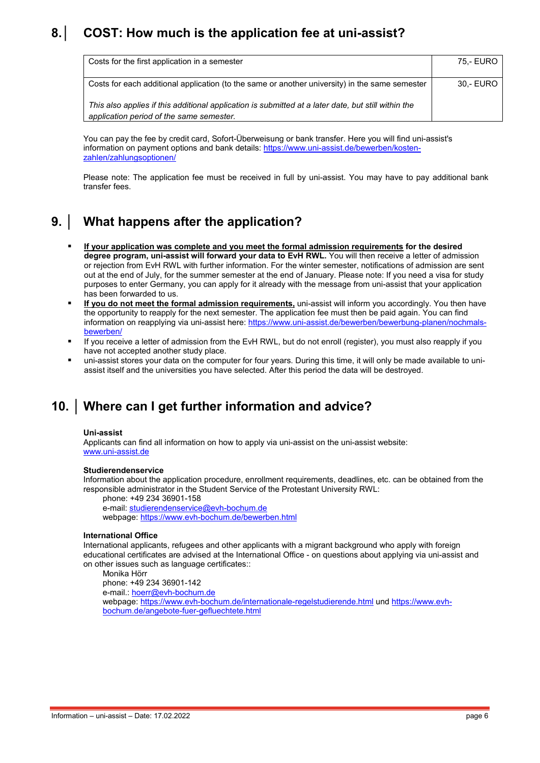## 8. COST: How much is the application fee at uni-assist?

| | |
|---|---|
| Costs for the first application in a semester | 75,- EURO |
| Costs for each additional application (to the same or another university) in the same semester<br><br>*This also applies if this additional application is submitted at a later date, but still within the application period of the same semester.* | 30,- EURO |

You can pay the fee by credit card, Sofort-Überweisung or bank transfer. Here you will find uni-assist's information on payment options and bank details: https://www.uni-assist.de/bewerben/kosten-zahlen/zahlungsoptionen/

Please note: The application fee must be received in full by uni-assist. You may have to pay additional bank transfer fees.

## 9. What happens after the application?

- **If your application was complete and you meet the formal admission requirements for the desired degree program, uni-assist will forward your data to EvH RWL.** You will then receive a letter of admission or rejection from EvH RWL with further information. For the winter semester, notifications of admission are sent out at the end of July, for the summer semester at the end of January. Please note: If you need a visa for study purposes to enter Germany, you can apply for it already with the message from uni-assist that your application has been forwarded to us.
- **If you do not meet the formal admission requirements,** uni-assist will inform you accordingly. You then have the opportunity to reapply for the next semester. The application fee must then be paid again. You can find information on reapplying via uni-assist here: https://www.uni-assist.de/bewerben/bewerbung-planen/nochmals-bewerben/
- If you receive a letter of admission from the EvH RWL, but do not enroll (register), you must also reapply if you have not accepted another study place.
- uni-assist stores your data on the computer for four years. During this time, it will only be made available to uni-assist itself and the universities you have selected. After this period the data will be destroyed.

## 10. Where can I get further information and advice?

**Uni-assist**
Applicants can find all information on how to apply via uni-assist on the uni-assist website: www.uni-assist.de

**Studierendenservice**
Information about the application procedure, enrollment requirements, deadlines, etc. can be obtained from the responsible administrator in the Student Service of the Protestant University RWL:

phone: +49 234 36901-158
e-mail: studierendenservice@evh-bochum.de
webpage: https://www.evh-bochum.de/bewerben.html

**International Office**
International applicants, refugees and other applicants with a migrant background who apply with foreign educational certificates are advised at the International Office - on questions about applying via uni-assist and on other issues such as language certificates::

Monika Hörr
phone: +49 234 36901-142
e-mail.: hoerr@evh-bochum.de
webpage: https://www.evh-bochum.de/internationale-regelstudierende.html und https://www.evh-bochum.de/angebote-fuer-gefluechtete.html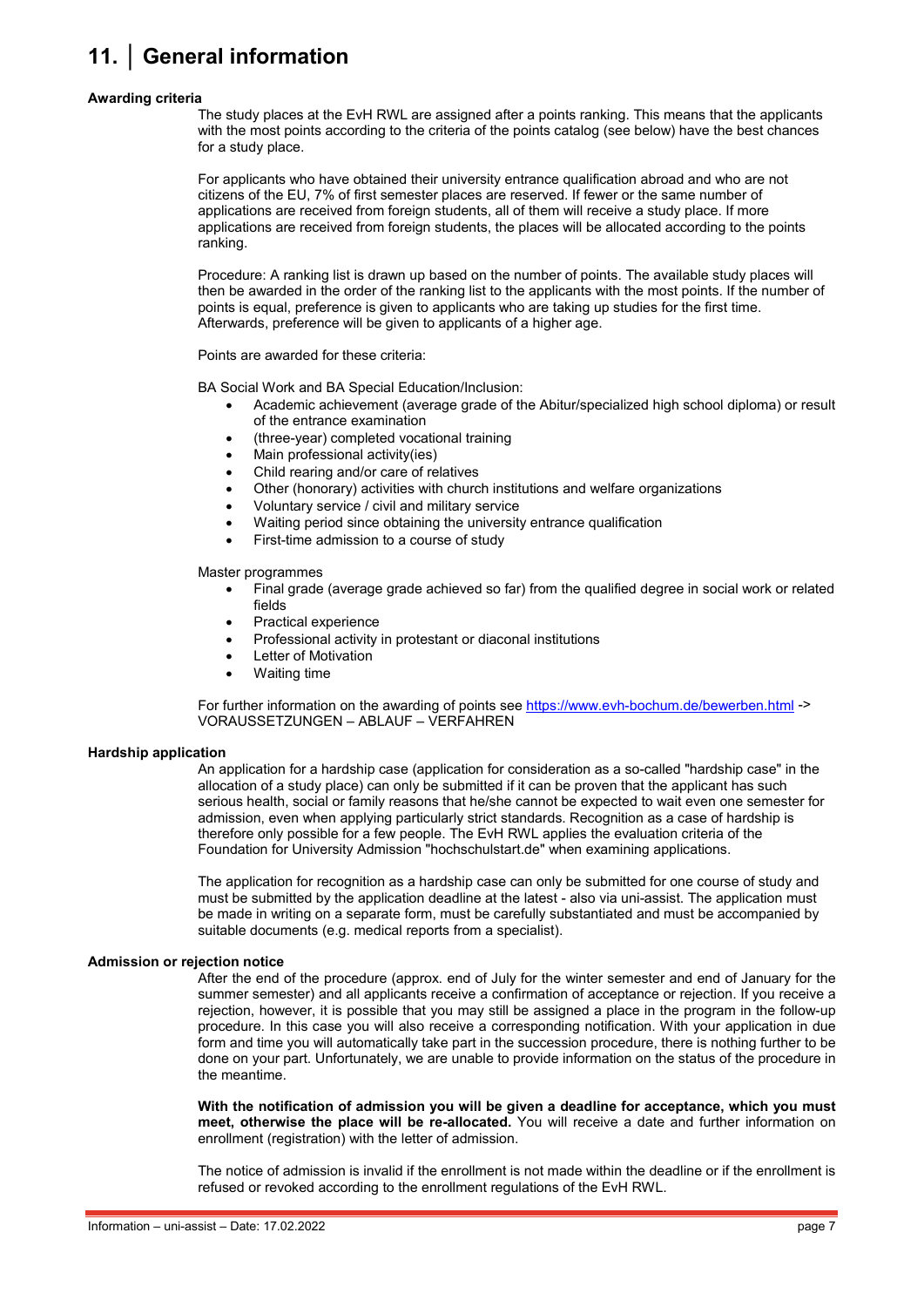# 11. General information

### Awarding criteria

The study places at the EvH RWL are assigned after a points ranking. This means that the applicants with the most points according to the criteria of the points catalog (see below) have the best chances for a study place.

For applicants who have obtained their university entrance qualification abroad and who are not citizens of the EU, 7% of first semester places are reserved. If fewer or the same number of applications are received from foreign students, all of them will receive a study place. If more applications are received from foreign students, the places will be allocated according to the points ranking.

Procedure: A ranking list is drawn up based on the number of points. The available study places will then be awarded in the order of the ranking list to the applicants with the most points. If the number of points is equal, preference is given to applicants who are taking up studies for the first time. Afterwards, preference will be given to applicants of a higher age.

Points are awarded for these criteria:

BA Social Work and BA Special Education/Inclusion:

- Academic achievement (average grade of the Abitur/specialized high school diploma) or result of the entrance examination
- (three-year) completed vocational training
- Main professional activity(ies)
- Child rearing and/or care of relatives
- Other (honorary) activities with church institutions and welfare organizations
- Voluntary service / civil and military service
- Waiting period since obtaining the university entrance qualification
- First-time admission to a course of study

Master programmes

- Final grade (average grade achieved so far) from the qualified degree in social work or related fields
- Practical experience
- Professional activity in protestant or diaconal institutions
- Letter of Motivation
- Waiting time

For further information on the awarding of points see https://www.evh-bochum.de/bewerben.html -> VORAUSSETZUNGEN – ABLAUF – VERFAHREN

### Hardship application

An application for a hardship case (application for consideration as a so-called "hardship case" in the allocation of a study place) can only be submitted if it can be proven that the applicant has such serious health, social or family reasons that he/she cannot be expected to wait even one semester for admission, even when applying particularly strict standards. Recognition as a case of hardship is therefore only possible for a few people. The EvH RWL applies the evaluation criteria of the Foundation for University Admission "hochschulstart.de" when examining applications.

The application for recognition as a hardship case can only be submitted for one course of study and must be submitted by the application deadline at the latest - also via uni-assist. The application must be made in writing on a separate form, must be carefully substantiated and must be accompanied by suitable documents (e.g. medical reports from a specialist).

### Admission or rejection notice

After the end of the procedure (approx. end of July for the winter semester and end of January for the summer semester) and all applicants receive a confirmation of acceptance or rejection. If you receive a rejection, however, it is possible that you may still be assigned a place in the program in the follow-up procedure. In this case you will also receive a corresponding notification. With your application in due form and time you will automatically take part in the succession procedure, there is nothing further to be done on your part. Unfortunately, we are unable to provide information on the status of the procedure in the meantime.

**With the notification of admission you will be given a deadline for acceptance, which you must meet, otherwise the place will be re-allocated.** You will receive a date and further information on enrollment (registration) with the letter of admission.

The notice of admission is invalid if the enrollment is not made within the deadline or if the enrollment is refused or revoked according to the enrollment regulations of the EvH RWL.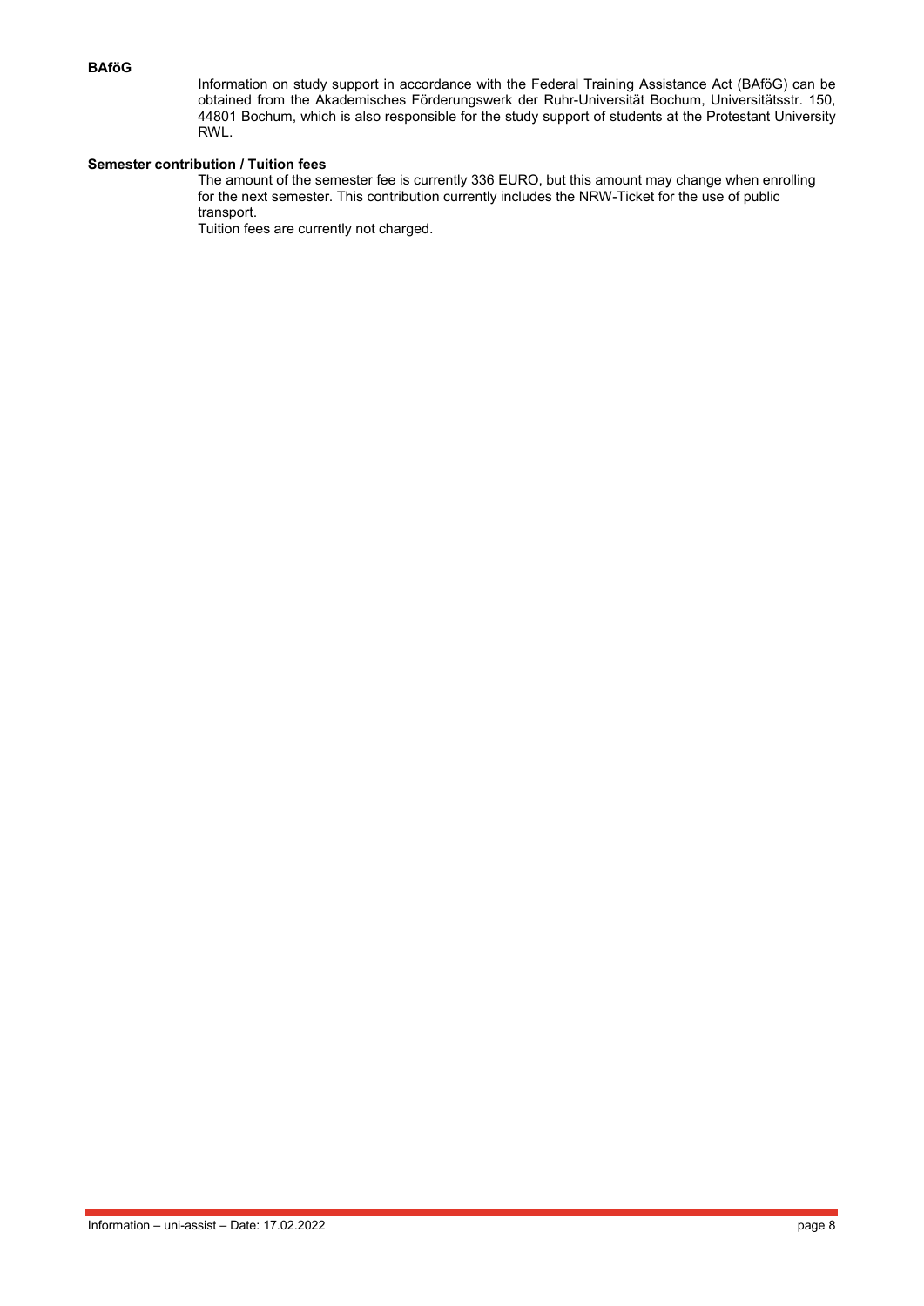**BAföG**

Information on study support in accordance with the Federal Training Assistance Act (BAföG) can be obtained from the Akademisches Förderungswerk der Ruhr-Universität Bochum, Universitätsstr. 150, 44801 Bochum, which is also responsible for the study support of students at the Protestant University RWL.

**Semester contribution / Tuition fees**

The amount of the semester fee is currently 336 EURO, but this amount may change when enrolling for the next semester. This contribution currently includes the NRW-Ticket for the use of public transport.

Tuition fees are currently not charged.